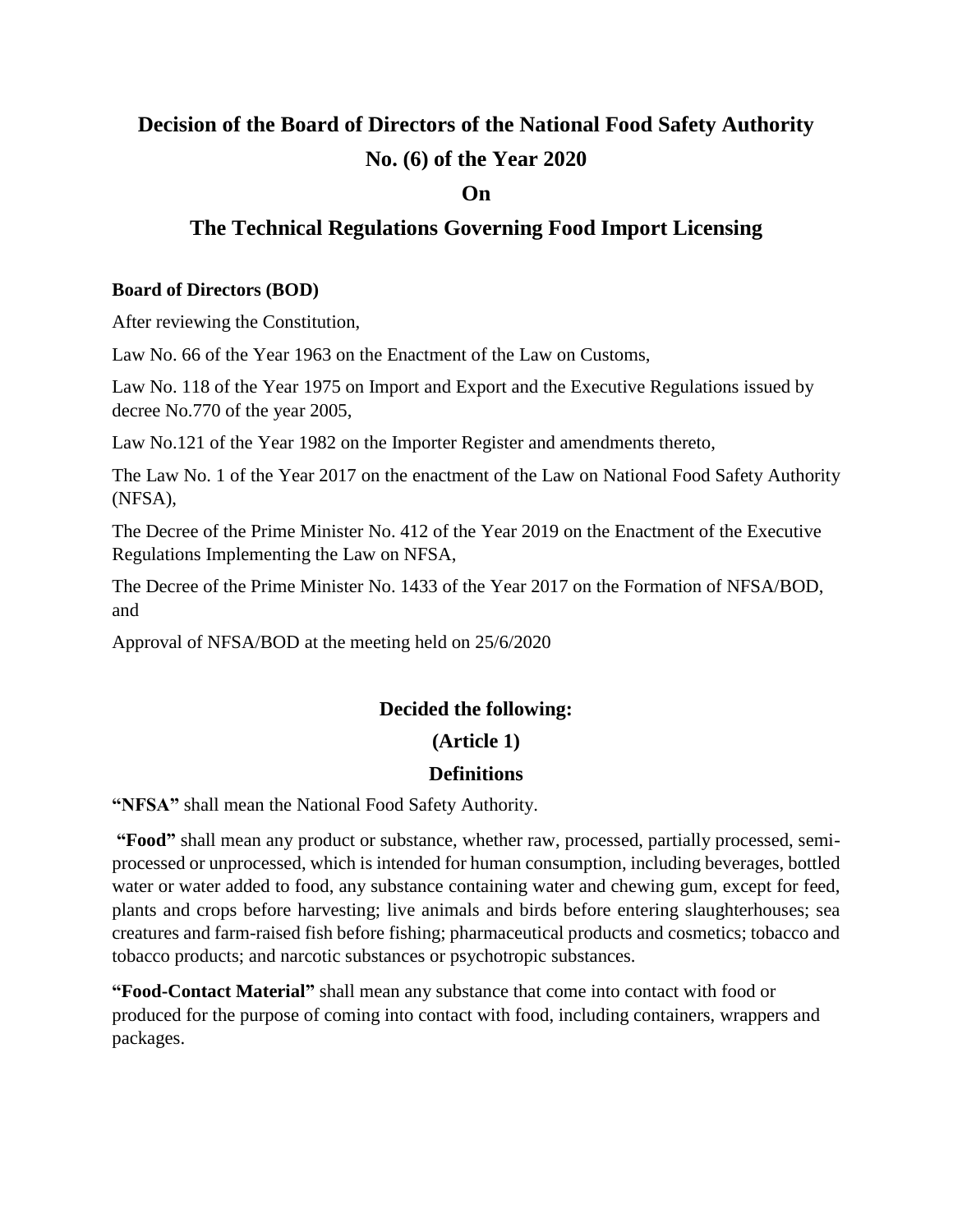# Decision of the Board of Directors of the National Food Safety Authority No. (6) of the Year 2020 On The Technical Regulations Governing Food Import Licensing

**Board of Directors (BOD)**

After reviewing the Constitution,

Law No. 66 of the Year 1963 on the Enactment of the Law on Customs,

Law No. 118 of the Year 1975 on Import and Export and the Executive Regulations issued by decree No.770 of the year 2005,

Law No.121 of the Year 1982 on the Importer Register and amendments thereto,

The Law No. 1 of the Year 2017 on the enactment of the Law on National Food Safety Authority (NFSA),

The Decree of the Prime Minister No. 412 of the Year 2019 on the Enactment of the Executive Regulations Implementing the Law on NFSA,

The Decree of the Prime Minister No. 1433 of the Year 2017 on the Formation of NFSA/BOD, and

Approval of NFSA/BOD at the meeting held on 25/6/2020

## Decided the following:

### (Article 1)

### Definitions

**"NFSA"** shall mean the National Food Safety Authority.

**"Food"** shall mean any product or substance, whether raw, processed, partially processed, semi-processed or unprocessed, which is intended for human consumption, including beverages, bottled water or water added to food, any substance containing water and chewing gum, except for feed, plants and crops before harvesting; live animals and birds before entering slaughterhouses; sea creatures and farm-raised fish before fishing; pharmaceutical products and cosmetics; tobacco and tobacco products; and narcotic substances or psychotropic substances.

**"Food-Contact Material"** shall mean any substance that come into contact with food or produced for the purpose of coming into contact with food, including containers, wrappers and packages.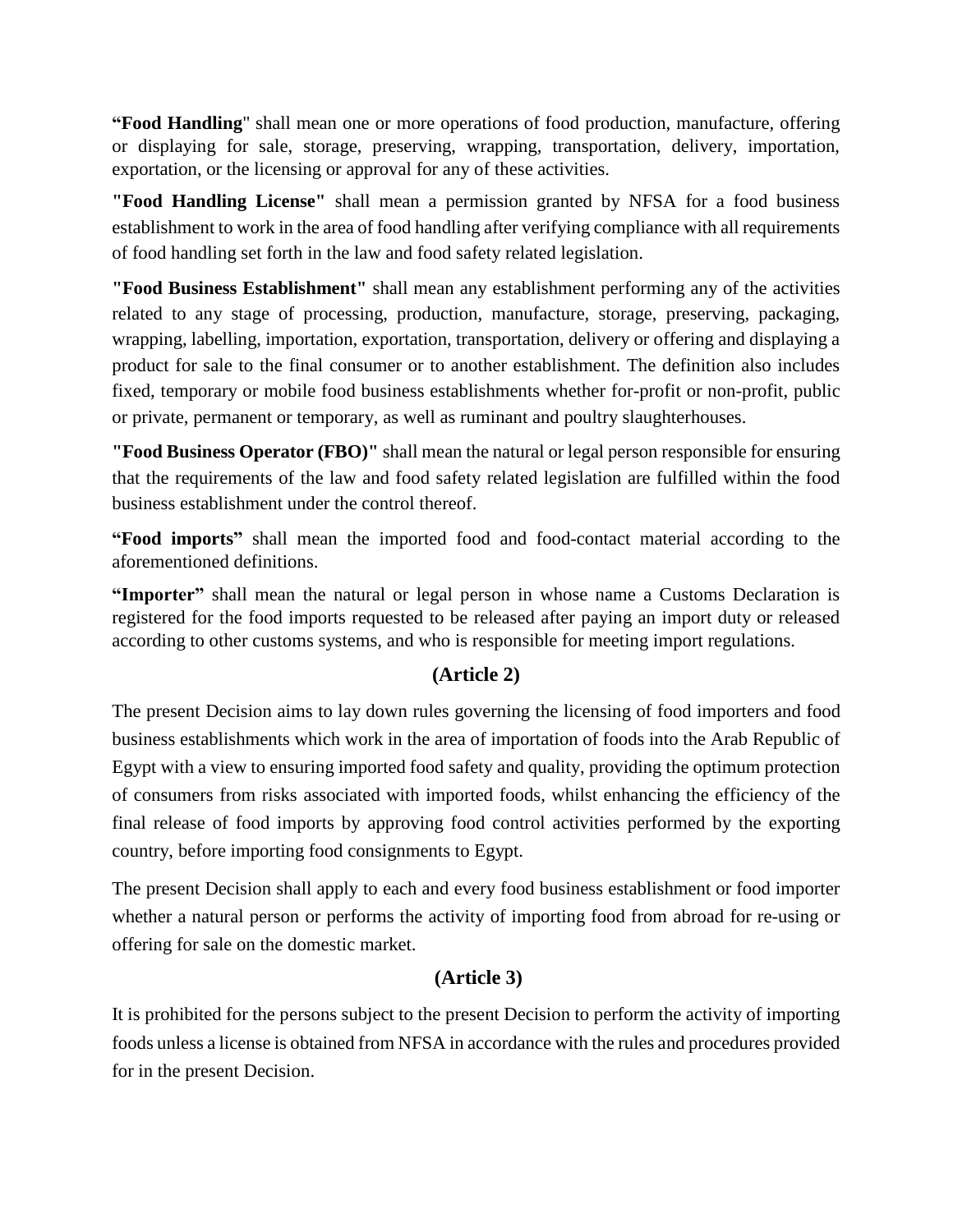**"Food Handling"** shall mean one or more operations of food production, manufacture, offering or displaying for sale, storage, preserving, wrapping, transportation, delivery, importation, exportation, or the licensing or approval for any of these activities.

**"Food Handling License"** shall mean a permission granted by NFSA for a food business establishment to work in the area of food handling after verifying compliance with all requirements of food handling set forth in the law and food safety related legislation.

**"Food Business Establishment"** shall mean any establishment performing any of the activities related to any stage of processing, production, manufacture, storage, preserving, packaging, wrapping, labelling, importation, exportation, transportation, delivery or offering and displaying a product for sale to the final consumer or to another establishment. The definition also includes fixed, temporary or mobile food business establishments whether for-profit or non-profit, public or private, permanent or temporary, as well as ruminant and poultry slaughterhouses.

**"Food Business Operator (FBO)"** shall mean the natural or legal person responsible for ensuring that the requirements of the law and food safety related legislation are fulfilled within the food business establishment under the control thereof.

**"Food imports"** shall mean the imported food and food-contact material according to the aforementioned definitions.

**"Importer"** shall mean the natural or legal person in whose name a Customs Declaration is registered for the food imports requested to be released after paying an import duty or released according to other customs systems, and who is responsible for meeting import regulations.

## (Article 2)

The present Decision aims to lay down rules governing the licensing of food importers and food business establishments which work in the area of importation of foods into the Arab Republic of Egypt with a view to ensuring imported food safety and quality, providing the optimum protection of consumers from risks associated with imported foods, whilst enhancing the efficiency of the final release of food imports by approving food control activities performed by the exporting country, before importing food consignments to Egypt.

The present Decision shall apply to each and every food business establishment or food importer whether a natural person or performs the activity of importing food from abroad for re-using or offering for sale on the domestic market.

## (Article 3)

It is prohibited for the persons subject to the present Decision to perform the activity of importing foods unless a license is obtained from NFSA in accordance with the rules and procedures provided for in the present Decision.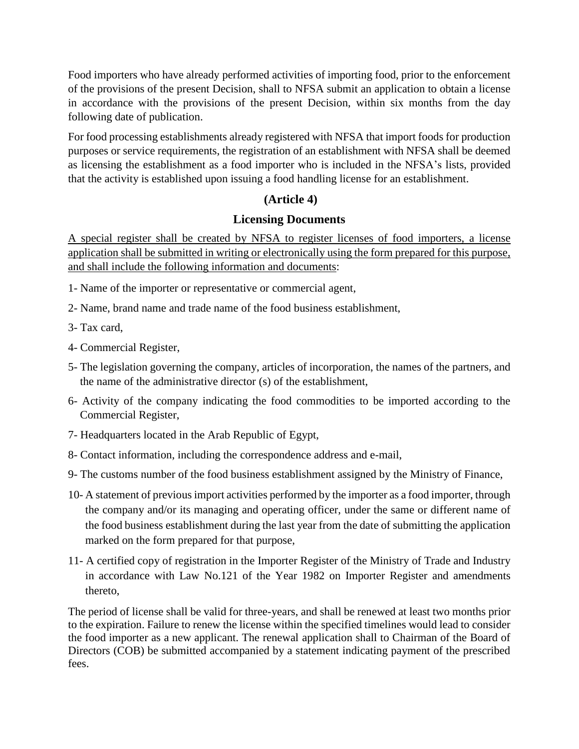Food importers who have already performed activities of importing food, prior to the enforcement of the provisions of the present Decision, shall to NFSA submit an application to obtain a license in accordance with the provisions of the present Decision, within six months from the day following date of publication.

For food processing establishments already registered with NFSA that import foods for production purposes or service requirements, the registration of an establishment with NFSA shall be deemed as licensing the establishment as a food importer who is included in the NFSA's lists, provided that the activity is established upon issuing a food handling license for an establishment.

## (Article 4)

## Licensing Documents

<u>A special register shall be created by NFSA to register licenses of food importers, a license application shall be submitted in writing or electronically using the form prepared for this purpose, and shall include the following information and documents</u>:

1- Name of the importer or representative or commercial agent,

2- Name, brand name and trade name of the food business establishment,

3- Tax card,

4- Commercial Register,

5- The legislation governing the company, articles of incorporation, the names of the partners, and the name of the administrative director (s) of the establishment,

6- Activity of the company indicating the food commodities to be imported according to the Commercial Register,

7- Headquarters located in the Arab Republic of Egypt,

8- Contact information, including the correspondence address and e-mail,

9- The customs number of the food business establishment assigned by the Ministry of Finance,

10- A statement of previous import activities performed by the importer as a food importer, through the company and/or its managing and operating officer, under the same or different name of the food business establishment during the last year from the date of submitting the application marked on the form prepared for that purpose,

11- A certified copy of registration in the Importer Register of the Ministry of Trade and Industry in accordance with Law No.121 of the Year 1982 on Importer Register and amendments thereto,

The period of license shall be valid for three-years, and shall be renewed at least two months prior to the expiration. Failure to renew the license within the specified timelines would lead to consider the food importer as a new applicant. The renewal application shall to Chairman of the Board of Directors (COB) be submitted accompanied by a statement indicating payment of the prescribed fees.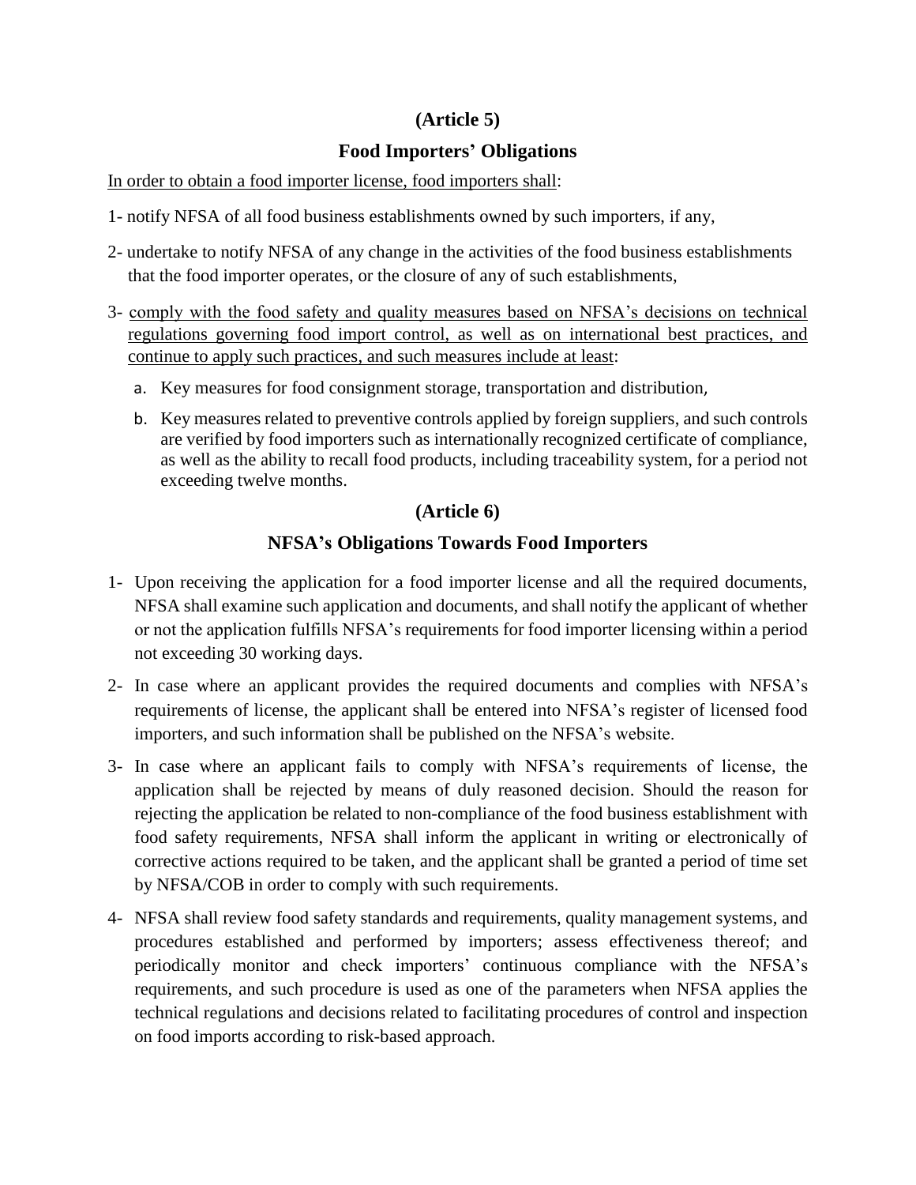## (Article 5)

## Food Importers' Obligations

In order to obtain a food importer license, food importers shall:

1- notify NFSA of all food business establishments owned by such importers, if any,

2- undertake to notify NFSA of any change in the activities of the food business establishments that the food importer operates, or the closure of any of such establishments,

3- comply with the food safety and quality measures based on NFSA's decisions on technical regulations governing food import control, as well as on international best practices, and continue to apply such practices, and such measures include at least:

   a. Key measures for food consignment storage, transportation and distribution,

   b. Key measures related to preventive controls applied by foreign suppliers, and such controls are verified by food importers such as internationally recognized certificate of compliance, as well as the ability to recall food products, including traceability system, for a period not exceeding twelve months.

## (Article 6)

## NFSA's Obligations Towards Food Importers

1- Upon receiving the application for a food importer license and all the required documents, NFSA shall examine such application and documents, and shall notify the applicant of whether or not the application fulfills NFSA's requirements for food importer licensing within a period not exceeding 30 working days.

2- In case where an applicant provides the required documents and complies with NFSA's requirements of license, the applicant shall be entered into NFSA's register of licensed food importers, and such information shall be published on the NFSA's website.

3- In case where an applicant fails to comply with NFSA's requirements of license, the application shall be rejected by means of duly reasoned decision. Should the reason for rejecting the application be related to non-compliance of the food business establishment with food safety requirements, NFSA shall inform the applicant in writing or electronically of corrective actions required to be taken, and the applicant shall be granted a period of time set by NFSA/COB in order to comply with such requirements.

4- NFSA shall review food safety standards and requirements, quality management systems, and procedures established and performed by importers; assess effectiveness thereof; and periodically monitor and check importers' continuous compliance with the NFSA's requirements, and such procedure is used as one of the parameters when NFSA applies the technical regulations and decisions related to facilitating procedures of control and inspection on food imports according to risk-based approach.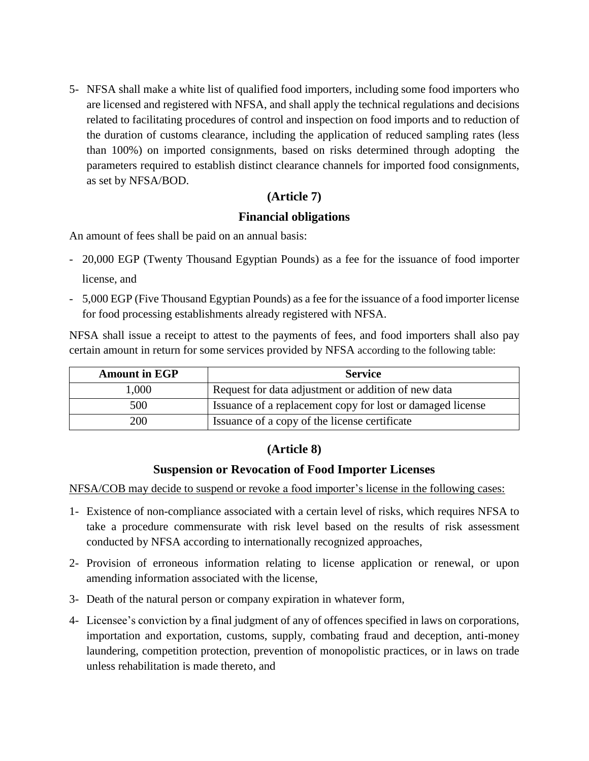5- NFSA shall make a white list of qualified food importers, including some food importers who are licensed and registered with NFSA, and shall apply the technical regulations and decisions related to facilitating procedures of control and inspection on food imports and to reduction of the duration of customs clearance, including the application of reduced sampling rates (less than 100%) on imported consignments, based on risks determined through adopting the parameters required to establish distinct clearance channels for imported food consignments, as set by NFSA/BOD.

## (Article 7)

## Financial obligations

An amount of fees shall be paid on an annual basis:

- 20,000 EGP (Twenty Thousand Egyptian Pounds) as a fee for the issuance of food importer license, and
- 5,000 EGP (Five Thousand Egyptian Pounds) as a fee for the issuance of a food importer license for food processing establishments already registered with NFSA.

NFSA shall issue a receipt to attest to the payments of fees, and food importers shall also pay certain amount in return for some services provided by NFSA according to the following table:

| Amount in EGP | Service |
|---|---|
| 1,000 | Request for data adjustment or addition of new data |
| 500 | Issuance of a replacement copy for lost or damaged license |
| 200 | Issuance of a copy of the license certificate |

## (Article 8)

## Suspension or Revocation of Food Importer Licenses

NFSA/COB may decide to suspend or revoke a food importer's license in the following cases:

1- Existence of non-compliance associated with a certain level of risks, which requires NFSA to take a procedure commensurate with risk level based on the results of risk assessment conducted by NFSA according to internationally recognized approaches,

2- Provision of erroneous information relating to license application or renewal, or upon amending information associated with the license,

3- Death of the natural person or company expiration in whatever form,

4- Licensee's conviction by a final judgment of any of offences specified in laws on corporations, importation and exportation, customs, supply, combating fraud and deception, anti-money laundering, competition protection, prevention of monopolistic practices, or in laws on trade unless rehabilitation is made thereto, and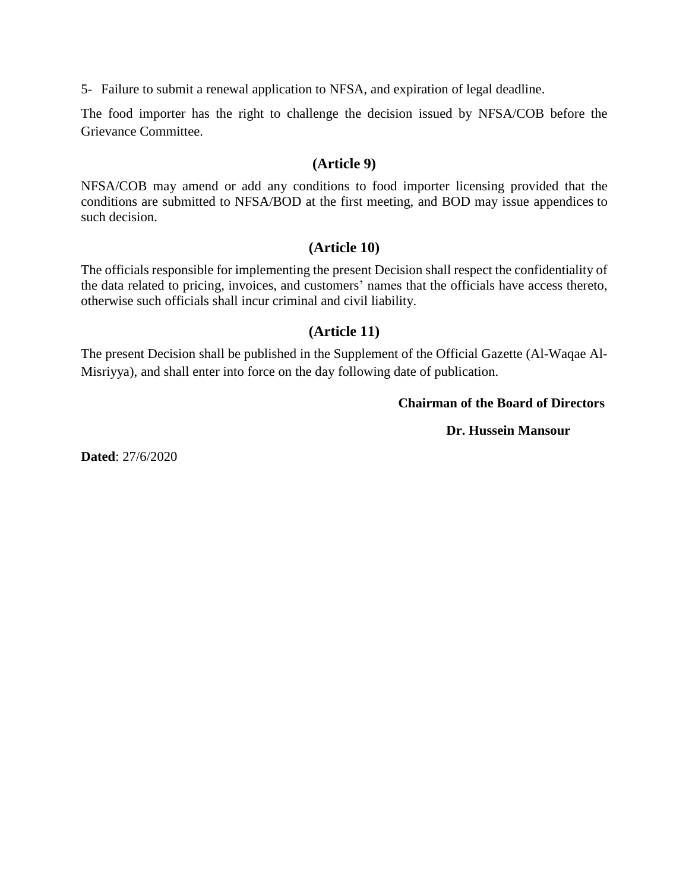5- Failure to submit a renewal application to NFSA, and expiration of legal deadline.

The food importer has the right to challenge the decision issued by NFSA/COB before the Grievance Committee.

## (Article 9)

NFSA/COB may amend or add any conditions to food importer licensing provided that the conditions are submitted to NFSA/BOD at the first meeting, and BOD may issue appendices to such decision.

## (Article 10)

The officials responsible for implementing the present Decision shall respect the confidentiality of the data related to pricing, invoices, and customers' names that the officials have access thereto, otherwise such officials shall incur criminal and civil liability.

## (Article 11)

The present Decision shall be published in the Supplement of the Official Gazette (Al-Waqae Al-Misriyya), and shall enter into force on the day following date of publication.

**Chairman of the Board of Directors**

**Dr. Hussein Mansour**

**Dated**: 27/6/2020